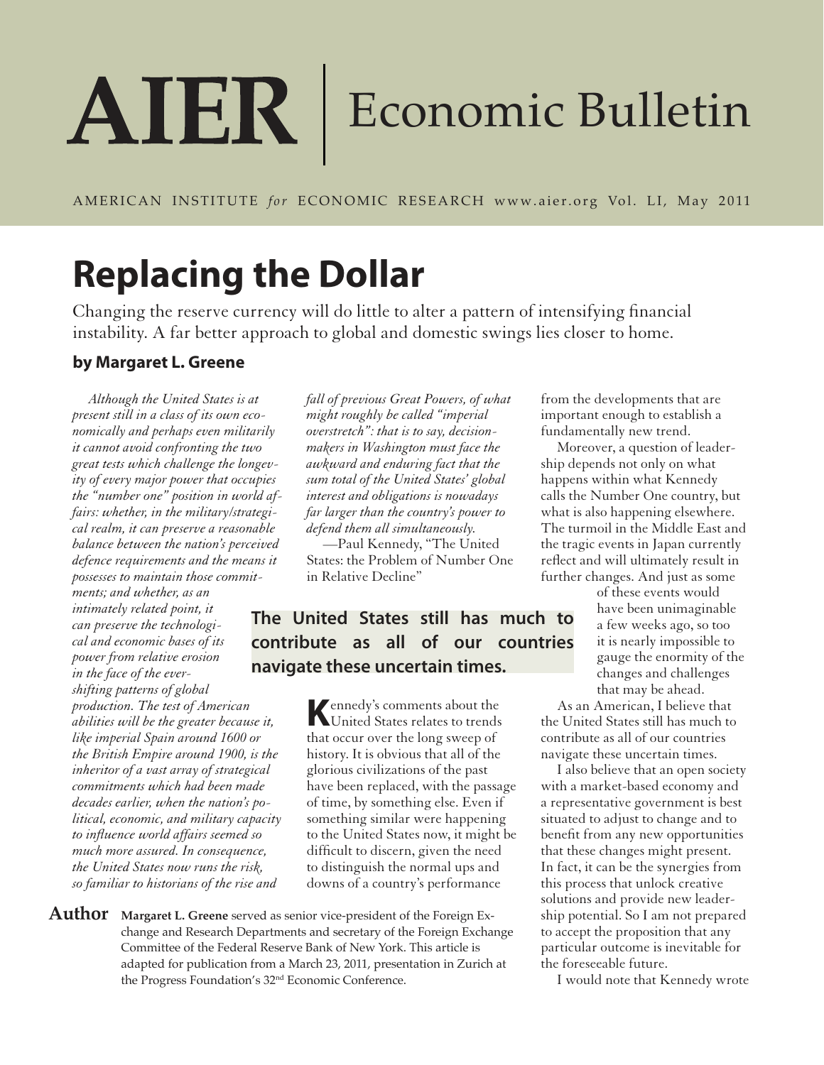# Replacing the Dollar

Changing the reserve currency will do little to alter a pattern of intensifying financial instability. A far better approach to global and domestic swings lies closer to home.

**by Margaret L. Greene**

*Although the United States is at present still in a class of its own economically and perhaps even militarily it cannot avoid confronting the two great tests which challenge the longevity of every major power that occupies the "number one" position in world affairs: whether, in the military/strategical realm, it can preserve a reasonable balance between the nation's perceived defence requirements and the means it possesses to maintain those commitments; and whether, as an intimately related point, it can preserve the technological and economic bases of its power from relative erosion in the face of the ever-shifting patterns of global production. The test of American abilities will be the greater because it, like imperial Spain around 1600 or the British Empire around 1900, is the inheritor of a vast array of strategical commitments which had been made decades earlier, when the nation's political, economic, and military capacity to influence world affairs seemed so much more assured. In consequence, the United States now runs the risk, so familiar to historians of the rise and fall of previous Great Powers, of what might roughly be called "imperial overstretch": that is to say, decision-makers in Washington must face the awkward and enduring fact that the sum total of the United States' global interest and obligations is nowadays far larger than the country's power to defend them all simultaneously.*

—Paul Kennedy, "The United States: the Problem of Number One in Relative Decline"

**The United States still has much to contribute as all of our countries navigate these uncertain times.**

Kennedy's comments about the United States relates to trends that occur over the long sweep of history. It is obvious that all of the glorious civilizations of the past have been replaced, with the passage of time, by something else. Even if something similar were happening to the United States now, it might be difficult to discern, given the need to distinguish the normal ups and downs of a country's performance from the developments that are important enough to establish a fundamentally new trend.

Moreover, a question of leadership depends not only on what happens within what Kennedy calls the Number One country, but what is also happening elsewhere. The turmoil in the Middle East and the tragic events in Japan currently reflect and will ultimately result in further changes. And just as some of these events would have been unimaginable a few weeks ago, so too it is nearly impossible to gauge the enormity of the changes and challenges that may be ahead.

As an American, I believe that the United States still has much to contribute as all of our countries navigate these uncertain times.

I also believe that an open society with a market-based economy and a representative government is best situated to adjust to change and to benefit from any new opportunities that these changes might present. In fact, it can be the synergies from this process that unlock creative solutions and provide new leadership potential. So I am not prepared to accept the proposition that any particular outcome is inevitable for the foreseeable future.

I would note that Kennedy wrote

**Author** **Margaret L. Greene** served as senior vice-president of the Foreign Exchange and Research Departments and secretary of the Foreign Exchange Committee of the Federal Reserve Bank of New York. This article is adapted for publication from a March 23, 2011, presentation in Zurich at the Progress Foundation's 32nd Economic Conference.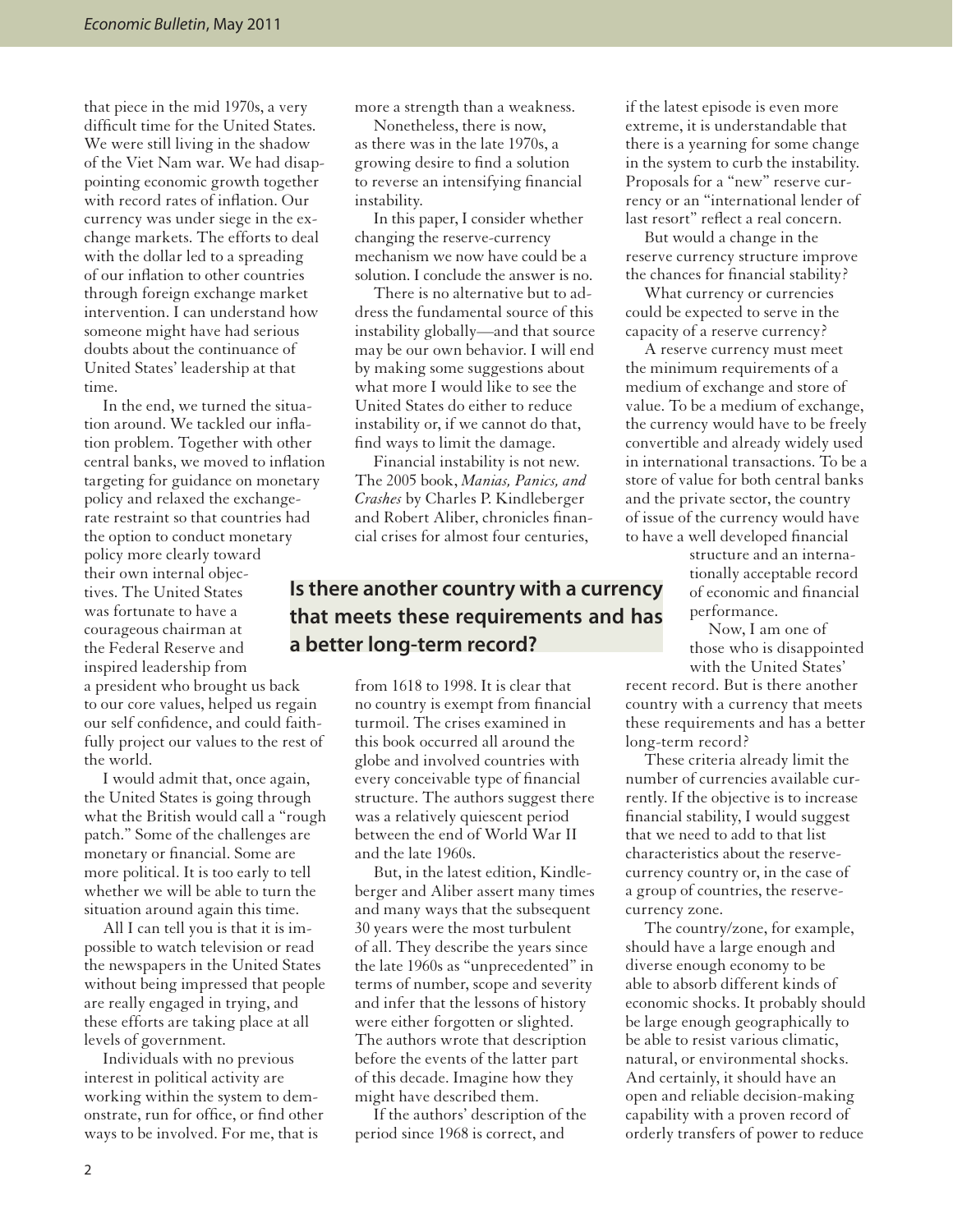that piece in the mid 1970s, a very difficult time for the United States. We were still living in the shadow of the Viet Nam war. We had disappointing economic growth together with record rates of inflation. Our currency was under siege in the exchange markets. The efforts to deal with the dollar led to a spreading of our inflation to other countries through foreign exchange market intervention. I can understand how someone might have had serious doubts about the continuance of United States' leadership at that time.

In the end, we turned the situation around. We tackled our inflation problem. Together with other central banks, we moved to inflation targeting for guidance on monetary policy and relaxed the exchange-rate restraint so that countries had the option to conduct monetary policy more clearly toward their own internal objectives. The United States was fortunate to have a courageous chairman at the Federal Reserve and inspired leadership from a president who brought us back to our core values, helped us regain our self confidence, and could faithfully project our values to the rest of the world.

I would admit that, once again, the United States is going through what the British would call a "rough patch." Some of the challenges are monetary or financial. Some are more political. It is too early to tell whether we will be able to turn the situation around again this time.

All I can tell you is that it is impossible to watch television or read the newspapers in the United States without being impressed that people are really engaged in trying, and these efforts are taking place at all levels of government.

Individuals with no previous interest in political activity are working within the system to demonstrate, run for office, or find other ways to be involved. For me, that is more a strength than a weakness.

Nonetheless, there is now, as there was in the late 1970s, a growing desire to find a solution to reverse an intensifying financial instability.

In this paper, I consider whether changing the reserve-currency mechanism we now have could be a solution. I conclude the answer is no.

There is no alternative but to address the fundamental source of this instability globally—and that source may be our own behavior. I will end by making some suggestions about what more I would like to see the United States do either to reduce instability or, if we cannot do that, find ways to limit the damage.

Financial instability is not new. The 2005 book, *Manias, Panics, and Crashes* by Charles P. Kindleberger and Robert Aliber, chronicles financial crises for almost four centuries, from 1618 to 1998. It is clear that no country is exempt from financial turmoil. The crises examined in this book occurred all around the globe and involved countries with every conceivable type of financial structure. The authors suggest there was a relatively quiescent period between the end of World War II and the late 1960s.

But, in the latest edition, Kindleberger and Aliber assert many times and many ways that the subsequent 30 years were the most turbulent of all. They describe the years since the late 1960s as "unprecedented" in terms of number, scope and severity and infer that the lessons of history were either forgotten or slighted. The authors wrote that description before the events of the latter part of this decade. Imagine how they might have described them.

If the authors' description of the period since 1968 is correct, and if the latest episode is even more extreme, it is understandable that there is a yearning for some change in the system to curb the instability. Proposals for a "new" reserve currency or an "international lender of last resort" reflect a real concern.

But would a change in the reserve currency structure improve the chances for financial stability?

What currency or currencies could be expected to serve in the capacity of a reserve currency?

A reserve currency must meet the minimum requirements of a medium of exchange and store of value. To be a medium of exchange, the currency would have to be freely convertible and already widely used in international transactions. To be a store of value for both central banks and the private sector, the country of issue of the currency would have to have a well developed financial structure and an internationally acceptable record of economic and financial performance.

**Is there another country with a currency that meets these requirements and has a better long-term record?**

Now, I am one of those who is disappointed with the United States' recent record. But is there another country with a currency that meets these requirements and has a better long-term record?

These criteria already limit the number of currencies available currently. If the objective is to increase financial stability, I would suggest that we need to add to that list characteristics about the reserve-currency country or, in the case of a group of countries, the reserve-currency zone.

The country/zone, for example, should have a large enough and diverse enough economy to be able to absorb different kinds of economic shocks. It probably should be large enough geographically to be able to resist various climatic, natural, or environmental shocks. And certainly, it should have an open and reliable decision-making capability with a proven record of orderly transfers of power to reduce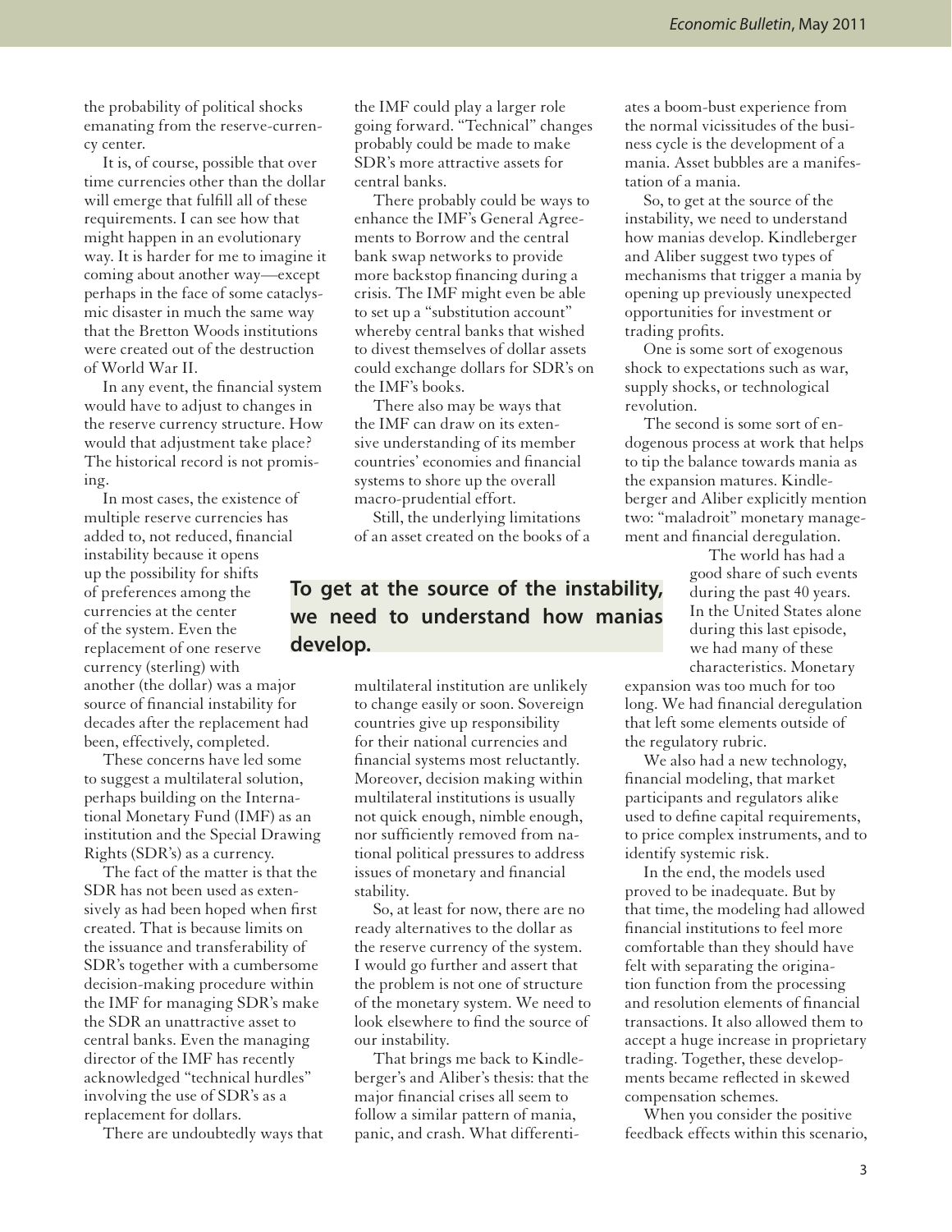the probability of political shocks emanating from the reserve-currency center.

It is, of course, possible that over time currencies other than the dollar will emerge that fulfill all of these requirements. I can see how that might happen in an evolutionary way. It is harder for me to imagine it coming about another way—except perhaps in the face of some cataclysmic disaster in much the same way that the Bretton Woods institutions were created out of the destruction of World War II.

In any event, the financial system would have to adjust to changes in the reserve currency structure. How would that adjustment take place? The historical record is not promising.

In most cases, the existence of multiple reserve currencies has added to, not reduced, financial instability because it opens up the possibility for shifts of preferences among the currencies at the center of the system. Even the replacement of one reserve currency (sterling) with another (the dollar) was a major source of financial instability for decades after the replacement had been, effectively, completed.

These concerns have led some to suggest a multilateral solution, perhaps building on the International Monetary Fund (IMF) as an institution and the Special Drawing Rights (SDR's) as a currency.

The fact of the matter is that the SDR has not been used as extensively as had been hoped when first created. That is because limits on the issuance and transferability of SDR's together with a cumbersome decision-making procedure within the IMF for managing SDR's make the SDR an unattractive asset to central banks. Even the managing director of the IMF has recently acknowledged "technical hurdles" involving the use of SDR's as a replacement for dollars.

There are undoubtedly ways that the IMF could play a larger role going forward. "Technical" changes probably could be made to make SDR's more attractive assets for central banks.

There probably could be ways to enhance the IMF's General Agreements to Borrow and the central bank swap networks to provide more backstop financing during a crisis. The IMF might even be able to set up a "substitution account" whereby central banks that wished to divest themselves of dollar assets could exchange dollars for SDR's on the IMF's books.

There also may be ways that the IMF can draw on its extensive understanding of its member countries' economies and financial systems to shore up the overall macro-prudential effort.

Still, the underlying limitations of an asset created on the books of a multilateral institution are unlikely to change easily or soon. Sovereign countries give up responsibility for their national currencies and financial systems most reluctantly. Moreover, decision making within multilateral institutions is usually not quick enough, nimble enough, nor sufficiently removed from national political pressures to address issues of monetary and financial stability.

So, at least for now, there are no ready alternatives to the dollar as the reserve currency of the system. I would go further and assert that the problem is not one of structure of the monetary system. We need to look elsewhere to find the source of our instability.

That brings me back to Kindleberger's and Aliber's thesis: that the major financial crises all seem to follow a similar pattern of mania, panic, and crash. What differentiates a boom-bust experience from the normal vicissitudes of the business cycle is the development of a mania. Asset bubbles are a manifestation of a mania.

So, to get at the source of the instability, we need to understand how manias develop. Kindleberger and Aliber suggest two types of mechanisms that trigger a mania by opening up previously unexpected opportunities for investment or trading profits.

**To get at the source of the instability, we need to understand how manias develop.**

One is some sort of exogenous shock to expectations such as war, supply shocks, or technological revolution.

The second is some sort of endogenous process at work that helps to tip the balance towards mania as the expansion matures. Kindleberger and Aliber explicitly mention two: "maladroit" monetary management and financial deregulation.

The world has had a good share of such events during the past 40 years. In the United States alone during this last episode, we had many of these characteristics. Monetary expansion was too much for too long. We had financial deregulation that left some elements outside of the regulatory rubric.

We also had a new technology, financial modeling, that market participants and regulators alike used to define capital requirements, to price complex instruments, and to identify systemic risk.

In the end, the models used proved to be inadequate. But by that time, the modeling had allowed financial institutions to feel more comfortable than they should have felt with separating the origination function from the processing and resolution elements of financial transactions. It also allowed them to accept a huge increase in proprietary trading. Together, these developments became reflected in skewed compensation schemes.

When you consider the positive feedback effects within this scenario,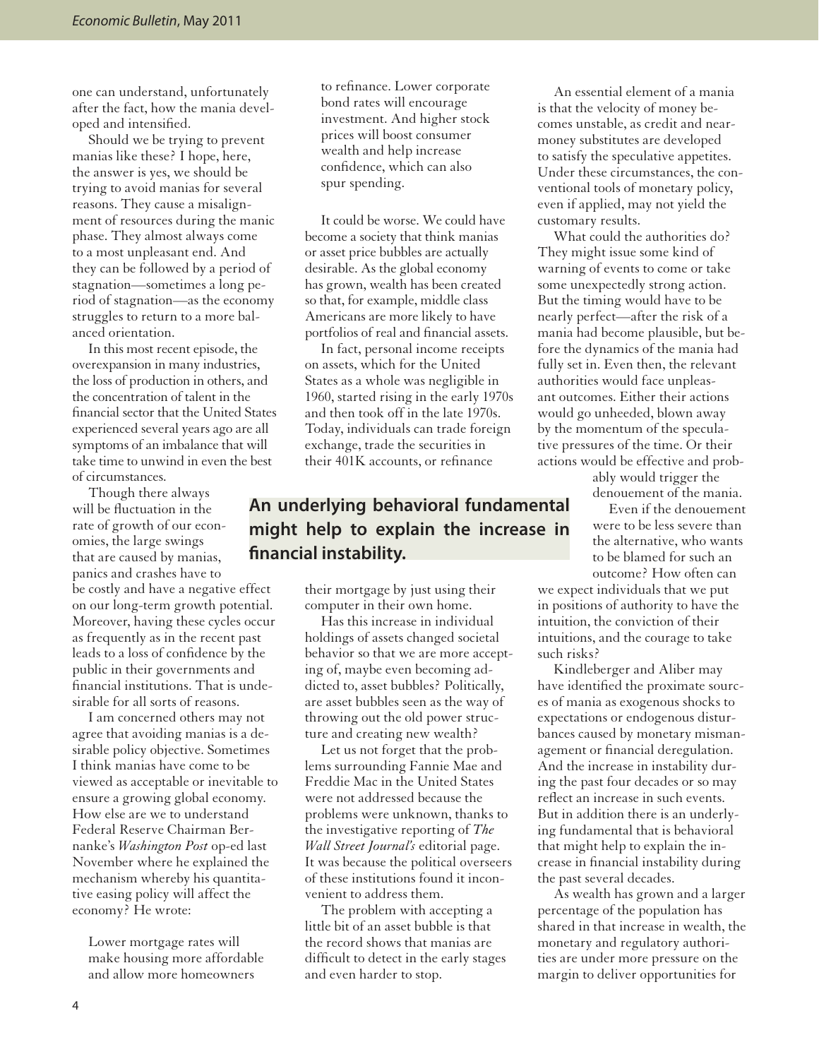one can understand, unfortunately after the fact, how the mania developed and intensified.

Should we be trying to prevent manias like these? I hope, here, the answer is yes, we should be trying to avoid manias for several reasons. They cause a misalignment of resources during the manic phase. They almost always come to a most unpleasant end. And they can be followed by a period of stagnation—sometimes a long period of stagnation—as the economy struggles to return to a more balanced orientation.

In this most recent episode, the overexpansion in many industries, the loss of production in others, and the concentration of talent in the financial sector that the United States experienced several years ago are all symptoms of an imbalance that will take time to unwind in even the best of circumstances.

Though there always will be fluctuation in the rate of growth of our economies, the large swings that are caused by manias, panics and crashes have to be costly and have a negative effect on our long-term growth potential. Moreover, having these cycles occur as frequently as in the recent past leads to a loss of confidence by the public in their governments and financial institutions. That is undesirable for all sorts of reasons.

I am concerned others may not agree that avoiding manias is a desirable policy objective. Sometimes I think manias have come to be viewed as acceptable or inevitable to ensure a growing global economy. How else are we to understand Federal Reserve Chairman Bernanke's *Washington Post* op-ed last November where he explained the mechanism whereby his quantitative easing policy will affect the economy? He wrote:

> Lower mortgage rates will make housing more affordable and allow more homeowners to refinance. Lower corporate bond rates will encourage investment. And higher stock prices will boost consumer wealth and help increase confidence, which can also spur spending.

It could be worse. We could have become a society that think manias or asset price bubbles are actually desirable. As the global economy has grown, wealth has been created so that, for example, middle class Americans are more likely to have portfolios of real and financial assets.

In fact, personal income receipts on assets, which for the United States as a whole was negligible in 1960, started rising in the early 1970s and then took off in the late 1970s. Today, individuals can trade foreign exchange, trade the securities in their 401K accounts, or refinance their mortgage by just using their computer in their own home.

**An underlying behavioral fundamental might help to explain the increase in financial instability.**

Has this increase in individual holdings of assets changed societal behavior so that we are more accepting of, maybe even becoming addicted to, asset bubbles? Politically, are asset bubbles seen as the way of throwing out the old power structure and creating new wealth?

Let us not forget that the problems surrounding Fannie Mae and Freddie Mac in the United States were not addressed because the problems were unknown, thanks to the investigative reporting of *The Wall Street Journal's* editorial page. It was because the political overseers of these institutions found it inconvenient to address them.

The problem with accepting a little bit of an asset bubble is that the record shows that manias are difficult to detect in the early stages and even harder to stop.

An essential element of a mania is that the velocity of money becomes unstable, as credit and near-money substitutes are developed to satisfy the speculative appetites. Under these circumstances, the conventional tools of monetary policy, even if applied, may not yield the customary results.

What could the authorities do? They might issue some kind of warning of events to come or take some unexpectedly strong action. But the timing would have to be nearly perfect—after the risk of a mania had become plausible, but before the dynamics of the mania had fully set in. Even then, the relevant authorities would face unpleasant outcomes. Either their actions would go unheeded, blown away by the momentum of the speculative pressures of the time. Or their actions would be effective and probably would trigger the denouement of the mania.

Even if the denouement were to be less severe than the alternative, who wants to be blamed for such an outcome? How often can we expect individuals that we put in positions of authority to have the intuition, the conviction of their intuitions, and the courage to take such risks?

Kindleberger and Aliber may have identified the proximate sources of mania as exogenous shocks to expectations or endogenous disturbances caused by monetary mismanagement or financial deregulation. And the increase in instability during the past four decades or so may reflect an increase in such events. But in addition there is an underlying fundamental that is behavioral that might help to explain the increase in financial instability during the past several decades.

As wealth has grown and a larger percentage of the population has shared in that increase in wealth, the monetary and regulatory authorities are under more pressure on the margin to deliver opportunities for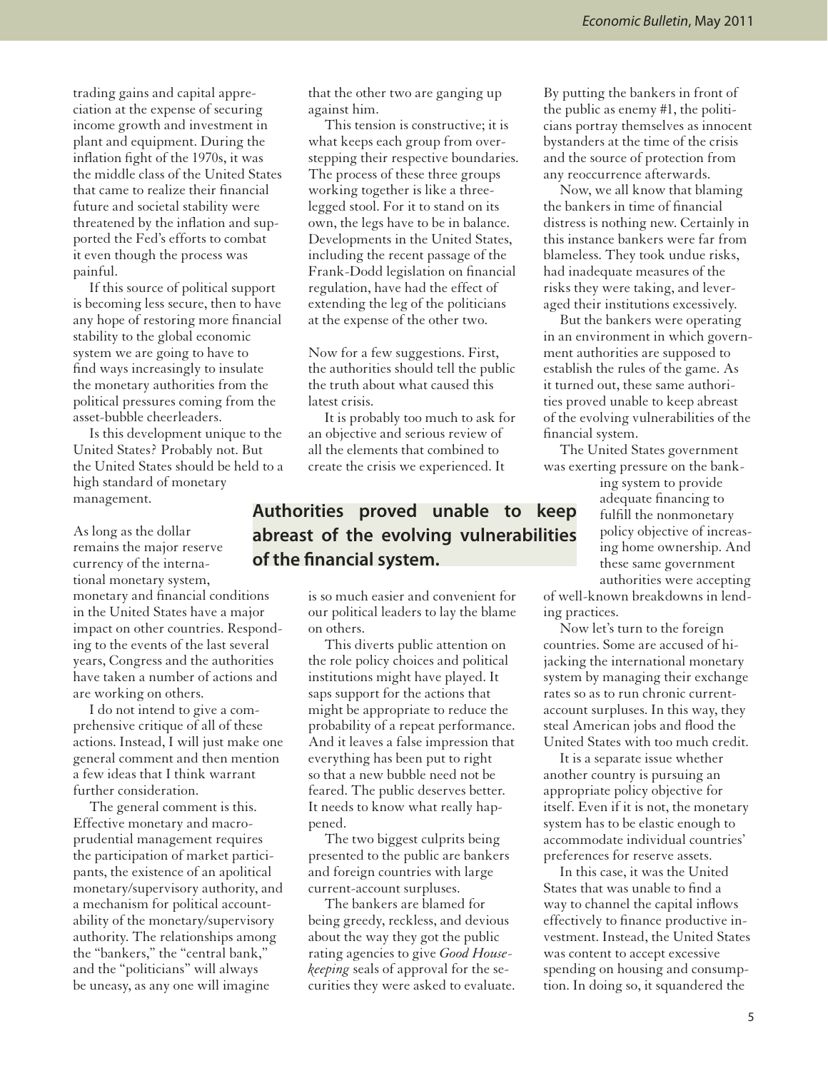trading gains and capital appreciation at the expense of securing income growth and investment in plant and equipment. During the inflation fight of the 1970s, it was the middle class of the United States that came to realize their financial future and societal stability were threatened by the inflation and supported the Fed's efforts to combat it even though the process was painful.

If this source of political support is becoming less secure, then to have any hope of restoring more financial stability to the global economic system we are going to have to find ways increasingly to insulate the monetary authorities from the political pressures coming from the asset-bubble cheerleaders.

Is this development unique to the United States? Probably not. But the United States should be held to a high standard of monetary management.

As long as the dollar remains the major reserve currency of the international monetary system, monetary and financial conditions in the United States have a major impact on other countries. Responding to the events of the last several years, Congress and the authorities have taken a number of actions and are working on others.

I do not intend to give a comprehensive critique of all of these actions. Instead, I will just make one general comment and then mention a few ideas that I think warrant further consideration.

The general comment is this. Effective monetary and macroprudential management requires the participation of market participants, the existence of an apolitical monetary/supervisory authority, and a mechanism for political accountability of the monetary/supervisory authority. The relationships among the "bankers," the "central bank," and the "politicians" will always be uneasy, as any one will imagine that the other two are ganging up against him.

This tension is constructive; it is what keeps each group from overstepping their respective boundaries. The process of these three groups working together is like a three-legged stool. For it to stand on its own, the legs have to be in balance. Developments in the United States, including the recent passage of the Frank-Dodd legislation on financial regulation, have had the effect of extending the leg of the politicians at the expense of the other two.

Now for a few suggestions. First, the authorities should tell the public the truth about what caused this latest crisis.

It is probably too much to ask for an objective and serious review of all the elements that combined to create the crisis we experienced. It is so much easier and convenient for our political leaders to lay the blame on others.

**Authorities proved unable to keep abreast of the evolving vulnerabilities of the financial system.**

This diverts public attention on the role policy choices and political institutions might have played. It saps support for the actions that might be appropriate to reduce the probability of a repeat performance. And it leaves a false impression that everything has been put to right so that a new bubble need not be feared. The public deserves better. It needs to know what really happened.

The two biggest culprits being presented to the public are bankers and foreign countries with large current-account surpluses.

The bankers are blamed for being greedy, reckless, and devious about the way they got the public rating agencies to give *Good Housekeeping* seals of approval for the securities they were asked to evaluate. By putting the bankers in front of the public as enemy #1, the politicians portray themselves as innocent bystanders at the time of the crisis and the source of protection from any reoccurrence afterwards.

Now, we all know that blaming the bankers in time of financial distress is nothing new. Certainly in this instance bankers were far from blameless. They took undue risks, had inadequate measures of the risks they were taking, and leveraged their institutions excessively.

But the bankers were operating in an environment in which government authorities are supposed to establish the rules of the game. As it turned out, these same authorities proved unable to keep abreast of the evolving vulnerabilities of the financial system.

The United States government was exerting pressure on the banking system to provide adequate financing to fulfill the nonmonetary policy objective of increasing home ownership. And these same government authorities were accepting of well-known breakdowns in lending practices.

Now let's turn to the foreign countries. Some are accused of hijacking the international monetary system by managing their exchange rates so as to run chronic current-account surpluses. In this way, they steal American jobs and flood the United States with too much credit.

It is a separate issue whether another country is pursuing an appropriate policy objective for itself. Even if it is not, the monetary system has to be elastic enough to accommodate individual countries' preferences for reserve assets.

In this case, it was the United States that was unable to find a way to channel the capital inflows effectively to finance productive investment. Instead, the United States was content to accept excessive spending on housing and consumption. In doing so, it squandered the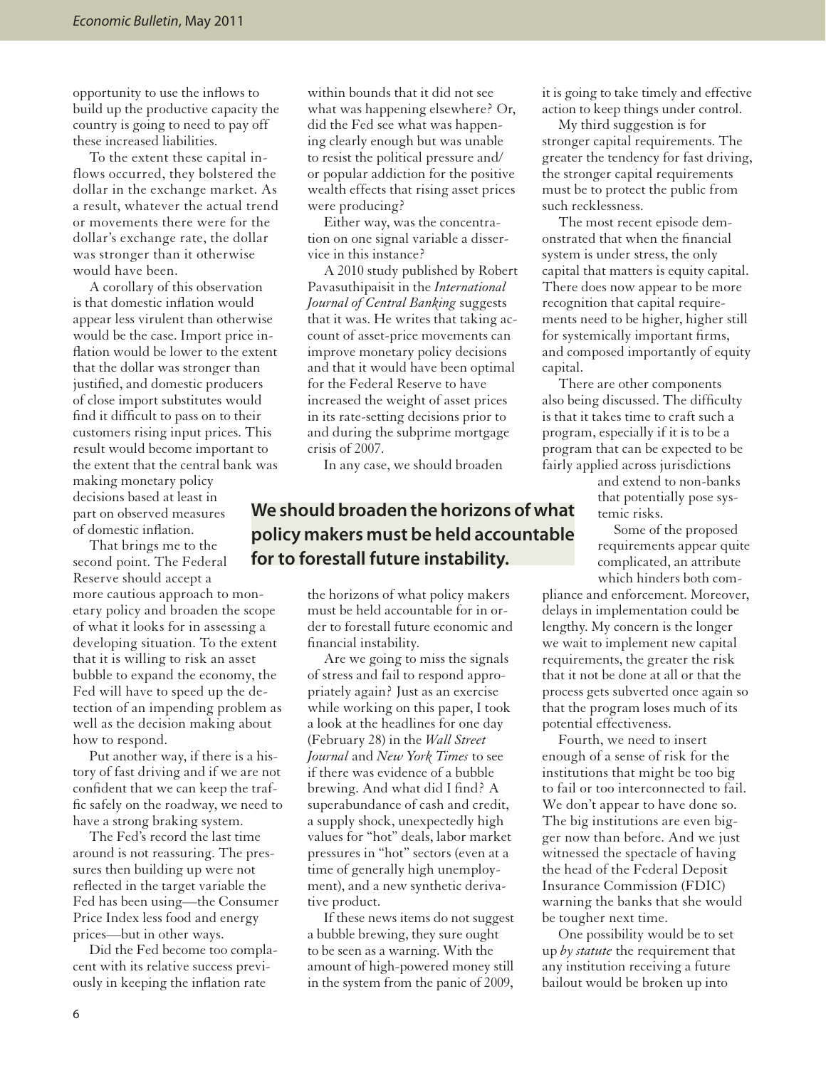opportunity to use the inflows to build up the productive capacity the country is going to need to pay off these increased liabilities.

To the extent these capital inflows occurred, they bolstered the dollar in the exchange market. As a result, whatever the actual trend or movements there were for the dollar's exchange rate, the dollar was stronger than it otherwise would have been.

A corollary of this observation is that domestic inflation would appear less virulent than otherwise would be the case. Import price inflation would be lower to the extent that the dollar was stronger than justified, and domestic producers of close import substitutes would find it difficult to pass on to their customers rising input prices. This result would become important to the extent that the central bank was making monetary policy decisions based at least in part on observed measures of domestic inflation.

That brings me to the second point. The Federal Reserve should accept a more cautious approach to monetary policy and broaden the scope of what it looks for in assessing a developing situation. To the extent that it is willing to risk an asset bubble to expand the economy, the Fed will have to speed up the detection of an impending problem as well as the decision making about how to respond.

Put another way, if there is a history of fast driving and if we are not confident that we can keep the traffic safely on the roadway, we need to have a strong braking system.

The Fed's record the last time around is not reassuring. The pressures then building up were not reflected in the target variable the Fed has been using—the Consumer Price Index less food and energy prices—but in other ways.

Did the Fed become too complacent with its relative success previously in keeping the inflation rate within bounds that it did not see what was happening elsewhere? Or, did the Fed see what was happening clearly enough but was unable to resist the political pressure and/or popular addiction for the positive wealth effects that rising asset prices were producing?

Either way, was the concentration on one signal variable a disservice in this instance?

A 2010 study published by Robert Pavasuthipaisit in the *International Journal of Central Banking* suggests that it was. He writes that taking account of asset-price movements can improve monetary policy decisions and that it would have been optimal for the Federal Reserve to have increased the weight of asset prices in its rate-setting decisions prior to and during the subprime mortgage crisis of 2007.

In any case, we should broaden the horizons of what policy makers must be held accountable for in order to forestall future economic and financial instability.

**We should broaden the horizons of what policy makers must be held accountable for to forestall future instability.**

Are we going to miss the signals of stress and fail to respond appropriately again? Just as an exercise while working on this paper, I took a look at the headlines for one day (February 28) in the *Wall Street Journal* and *New York Times* to see if there was evidence of a bubble brewing. And what did I find? A superabundance of cash and credit, a supply shock, unexpectedly high values for "hot" deals, labor market pressures in "hot" sectors (even at a time of generally high unemployment), and a new synthetic derivative product.

If these news items do not suggest a bubble brewing, they sure ought to be seen as a warning. With the amount of high-powered money still in the system from the panic of 2009, it is going to take timely and effective action to keep things under control.

My third suggestion is for stronger capital requirements. The greater the tendency for fast driving, the stronger capital requirements must be to protect the public from such recklessness.

The most recent episode demonstrated that when the financial system is under stress, the only capital that matters is equity capital. There does now appear to be more recognition that capital requirements need to be higher, higher still for systemically important firms, and composed importantly of equity capital.

There are other components also being discussed. The difficulty is that it takes time to craft such a program, especially if it is to be a program that can be expected to be fairly applied across jurisdictions and extend to non-banks that potentially pose systemic risks.

Some of the proposed requirements appear quite complicated, an attribute which hinders both compliance and enforcement. Moreover, delays in implementation could be lengthy. My concern is the longer we wait to implement new capital requirements, the greater the risk that it not be done at all or that the process gets subverted once again so that the program loses much of its potential effectiveness.

Fourth, we need to insert enough of a sense of risk for the institutions that might be too big to fail or too interconnected to fail. We don't appear to have done so. The big institutions are even bigger now than before. And we just witnessed the spectacle of having the head of the Federal Deposit Insurance Commission (FDIC) warning the banks that she would be tougher next time.

One possibility would be to set up *by statute* the requirement that any institution receiving a future bailout would be broken up into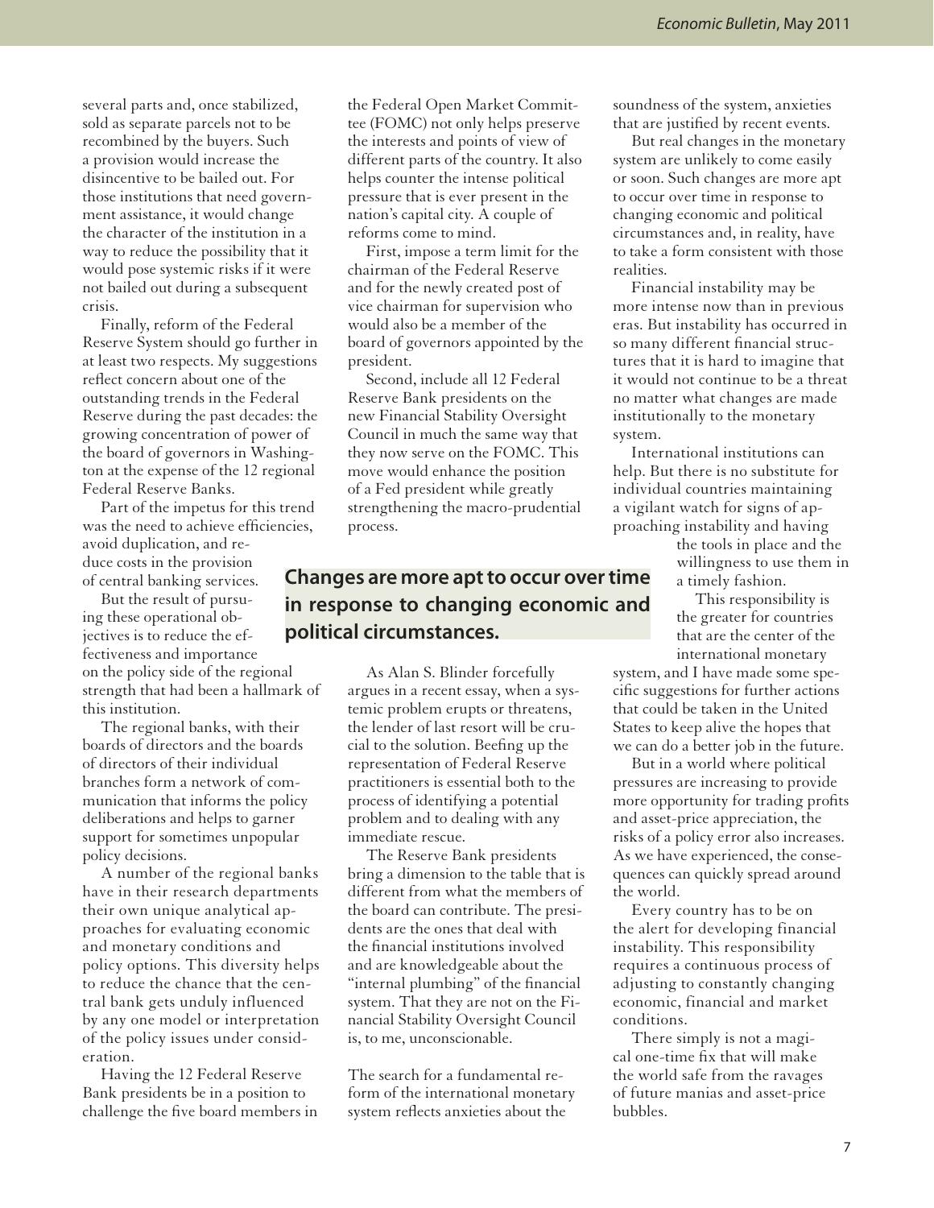several parts and, once stabilized, sold as separate parcels not to be recombined by the buyers. Such a provision would increase the disincentive to be bailed out. For those institutions that need government assistance, it would change the character of the institution in a way to reduce the possibility that it would pose systemic risks if it were not bailed out during a subsequent crisis.

Finally, reform of the Federal Reserve System should go further in at least two respects. My suggestions reflect concern about one of the outstanding trends in the Federal Reserve during the past decades: the growing concentration of power of the board of governors in Washington at the expense of the 12 regional Federal Reserve Banks.

Part of the impetus for this trend was the need to achieve efficiencies, avoid duplication, and reduce costs in the provision of central banking services.

But the result of pursuing these operational objectives is to reduce the effectiveness and importance on the policy side of the regional strength that had been a hallmark of this institution.

The regional banks, with their boards of directors and the boards of directors of their individual branches form a network of communication that informs the policy deliberations and helps to garner support for sometimes unpopular policy decisions.

A number of the regional banks have in their research departments their own unique analytical approaches for evaluating economic and monetary conditions and policy options. This diversity helps to reduce the chance that the central bank gets unduly influenced by any one model or interpretation of the policy issues under consideration.

Having the 12 Federal Reserve Bank presidents be in a position to challenge the five board members in the Federal Open Market Committee (FOMC) not only helps preserve the interests and points of view of different parts of the country. It also helps counter the intense political pressure that is ever present in the nation's capital city. A couple of reforms come to mind.

First, impose a term limit for the chairman of the Federal Reserve and for the newly created post of vice chairman for supervision who would also be a member of the board of governors appointed by the president.

Second, include all 12 Federal Reserve Bank presidents on the new Financial Stability Oversight Council in much the same way that they now serve on the FOMC. This move would enhance the position of a Fed president while greatly strengthening the macro-prudential process.

**Changes are more apt to occur over time in response to changing economic and political circumstances.**

As Alan S. Blinder forcefully argues in a recent essay, when a systemic problem erupts or threatens, the lender of last resort will be crucial to the solution. Beefing up the representation of Federal Reserve practitioners is essential both to the process of identifying a potential problem and to dealing with any immediate rescue.

The Reserve Bank presidents bring a dimension to the table that is different from what the members of the board can contribute. The presidents are the ones that deal with the financial institutions involved and are knowledgeable about the "internal plumbing" of the financial system. That they are not on the Financial Stability Oversight Council is, to me, unconscionable.

The search for a fundamental reform of the international monetary system reflects anxieties about the soundness of the system, anxieties that are justified by recent events.

But real changes in the monetary system are unlikely to come easily or soon. Such changes are more apt to occur over time in response to changing economic and political circumstances and, in reality, have to take a form consistent with those realities.

Financial instability may be more intense now than in previous eras. But instability has occurred in so many different financial structures that it is hard to imagine that it would not continue to be a threat no matter what changes are made institutionally to the monetary system.

International institutions can help. But there is no substitute for individual countries maintaining a vigilant watch for signs of approaching instability and having the tools in place and the willingness to use them in a timely fashion.

This responsibility is the greater for countries that are the center of the international monetary system, and I have made some specific suggestions for further actions that could be taken in the United States to keep alive the hopes that we can do a better job in the future.

But in a world where political pressures are increasing to provide more opportunity for trading profits and asset-price appreciation, the risks of a policy error also increases. As we have experienced, the consequences can quickly spread around the world.

Every country has to be on the alert for developing financial instability. This responsibility requires a continuous process of adjusting to constantly changing economic, financial and market conditions.

There simply is not a magical one-time fix that will make the world safe from the ravages of future manias and asset-price bubbles.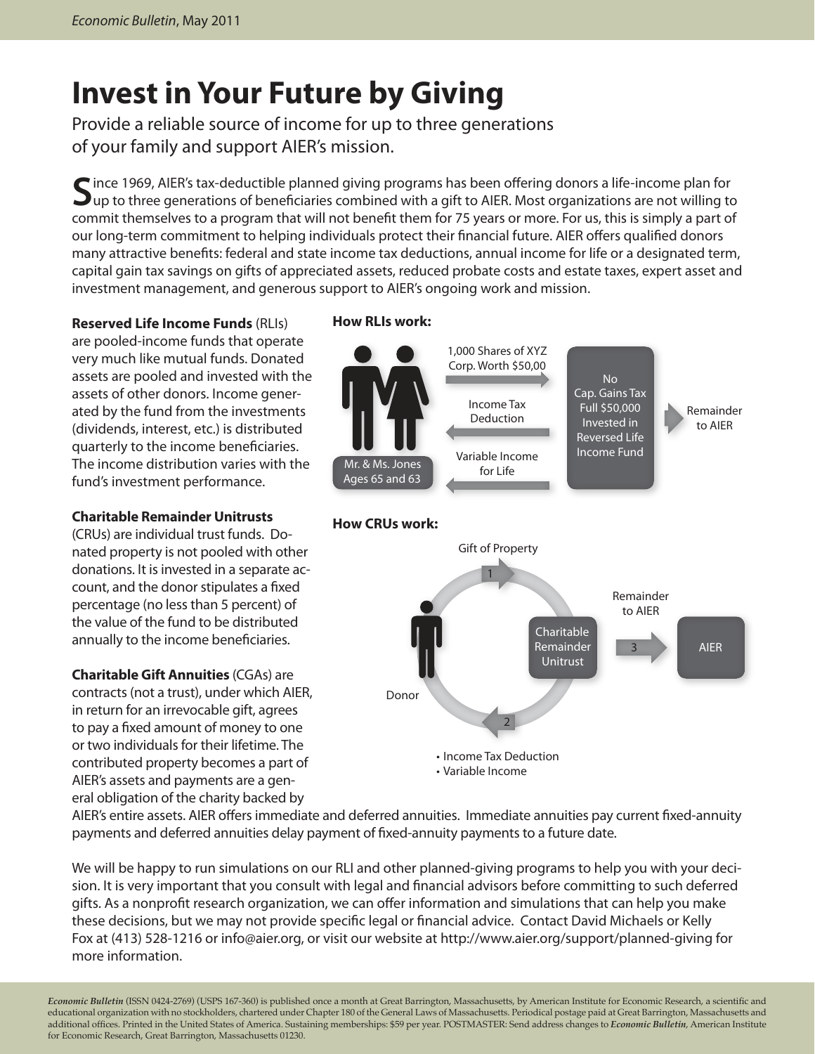# Invest in Your Future by Giving

Provide a reliable source of income for up to three generations of your family and support AIER's mission.

Since 1969, AIER's tax-deductible planned giving programs has been offering donors a life-income plan for up to three generations of beneficiaries combined with a gift to AIER. Most organizations are not willing to commit themselves to a program that will not benefit them for 75 years or more. For us, this is simply a part of our long-term commitment to helping individuals protect their financial future. AIER offers qualified donors many attractive benefits: federal and state income tax deductions, annual income for life or a designated term, capital gain tax savings on gifts of appreciated assets, reduced probate costs and estate taxes, expert asset and investment management, and generous support to AIER's ongoing work and mission.

**Reserved Life Income Funds** (RLIs) are pooled-income funds that operate very much like mutual funds. Donated assets are pooled and invested with the assets of other donors. Income generated by the fund from the investments (dividends, interest, etc.) is distributed quarterly to the income beneficiaries. The income distribution varies with the fund's investment performance.

**How RLIs work:**

Mr. & Ms. Jones Ages 65 and 63

1,000 Shares of XYZ Corp. Worth $50,00

Income Tax Deduction

Variable Income for Life

No Cap. Gains Tax Full $50,000 Invested in Reversed Life Income Fund

Remainder to AIER

**Charitable Remainder Unitrusts** (CRUs) are individual trust funds. Donated property is not pooled with other donations. It is invested in a separate account, and the donor stipulates a fixed percentage (no less than 5 percent) of the value of the fund to be distributed annually to the income beneficiaries.

**How CRUs work:**

Gift of Property

1

Donor

Charitable Remainder Unitrust

Remainder to AIER

3

AIER

2

- Income Tax Deduction
- Variable Income

**Charitable Gift Annuities** (CGAs) are contracts (not a trust), under which AIER, in return for an irrevocable gift, agrees to pay a fixed amount of money to one or two individuals for their lifetime. The contributed property becomes a part of AIER's assets and payments are a general obligation of the charity backed by AIER's entire assets. AIER offers immediate and deferred annuities. Immediate annuities pay current fixed-annuity payments and deferred annuities delay payment of fixed-annuity payments to a future date.

We will be happy to run simulations on our RLI and other planned-giving programs to help you with your decision. It is very important that you consult with legal and financial advisors before committing to such deferred gifts. As a nonprofit research organization, we can offer information and simulations that can help you make these decisions, but we may not provide specific legal or financial advice. Contact David Michaels or Kelly Fox at (413) 528-1216 or info@aier.org, or visit our website at http://www.aier.org/support/planned-giving for more information.

*Economic Bulletin* (ISSN 0424-2769) (USPS 167-360) is published once a month at Great Barrington, Massachusetts, by American Institute for Economic Research, a scientific and educational organization with no stockholders, chartered under Chapter 180 of the General Laws of Massachusetts. Periodical postage paid at Great Barrington, Massachusetts and additional offices. Printed in the United States of America. Sustaining memberships: $59 per year. POSTMASTER: Send address changes to ***Economic Bulletin***, American Institute for Economic Research, Great Barrington, Massachusetts 01230.